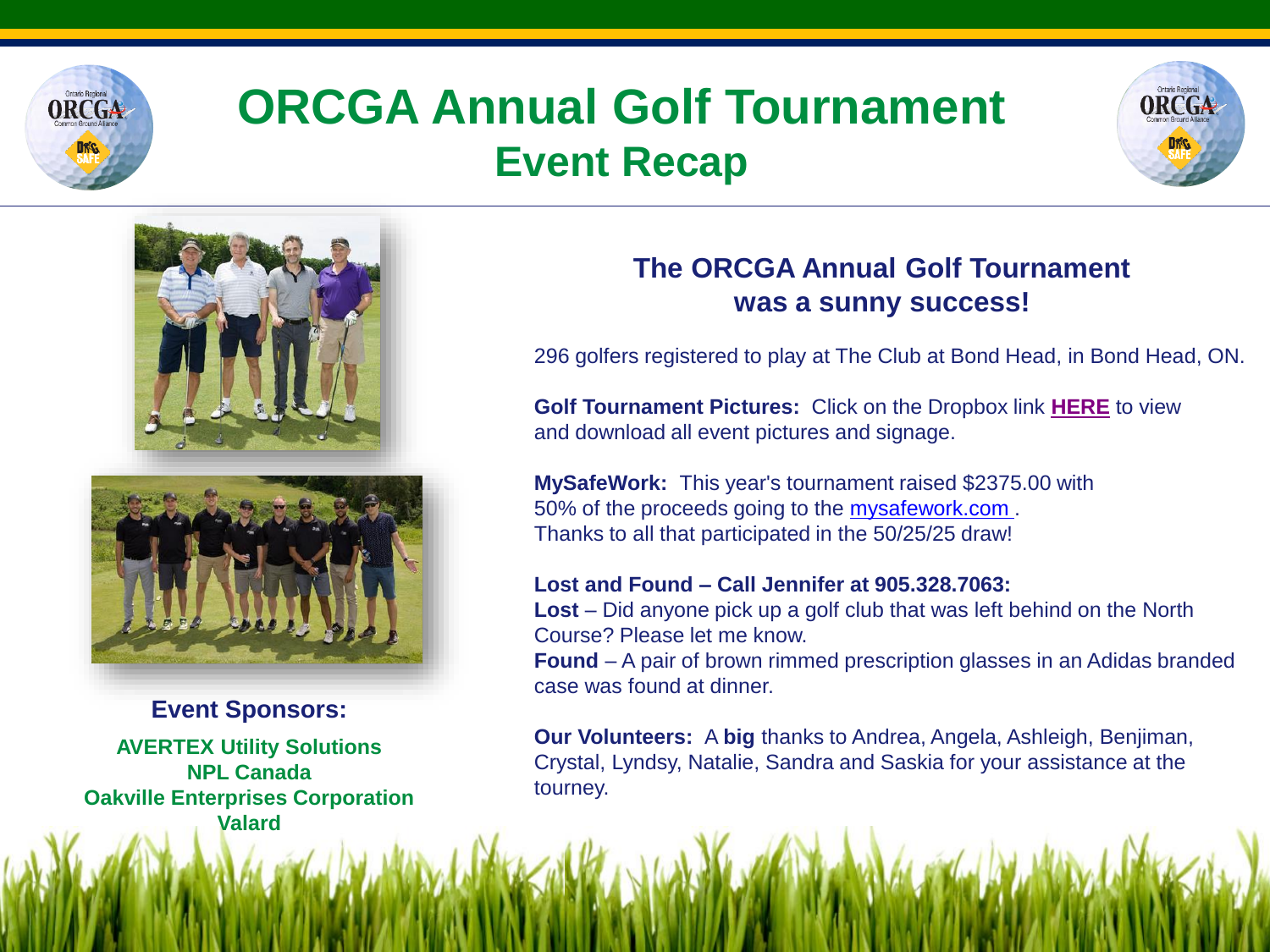# ORCGA Annual Golf Tournament
## Event Recap

### The ORCGA Annual Golf Tournament was a sunny success!

296 golfers registered to play at The Club at Bond Head, in Bond Head, ON.

**Golf Tournament Pictures:** Click on the Dropbox link **HERE** to view and download all event pictures and signage.

**MySafeWork:** This year's tournament raised $2375.00 with 50% of the proceeds going to the mysafework.com . Thanks to all that participated in the 50/25/25 draw!

**Lost and Found – Call Jennifer at 905.328.7063:**
**Lost** – Did anyone pick up a golf club that was left behind on the North Course? Please let me know.
**Found** – A pair of brown rimmed prescription glasses in an Adidas branded case was found at dinner.

**Our Volunteers:** A **big** thanks to Andrea, Angela, Ashleigh, Benjiman, Crystal, Lyndsy, Natalie, Sandra and Saskia for your assistance at the tourney.

### Event Sponsors:

**AVERTEX Utility Solutions**
**NPL Canada**
**Oakville Enterprises Corporation**
**Valard**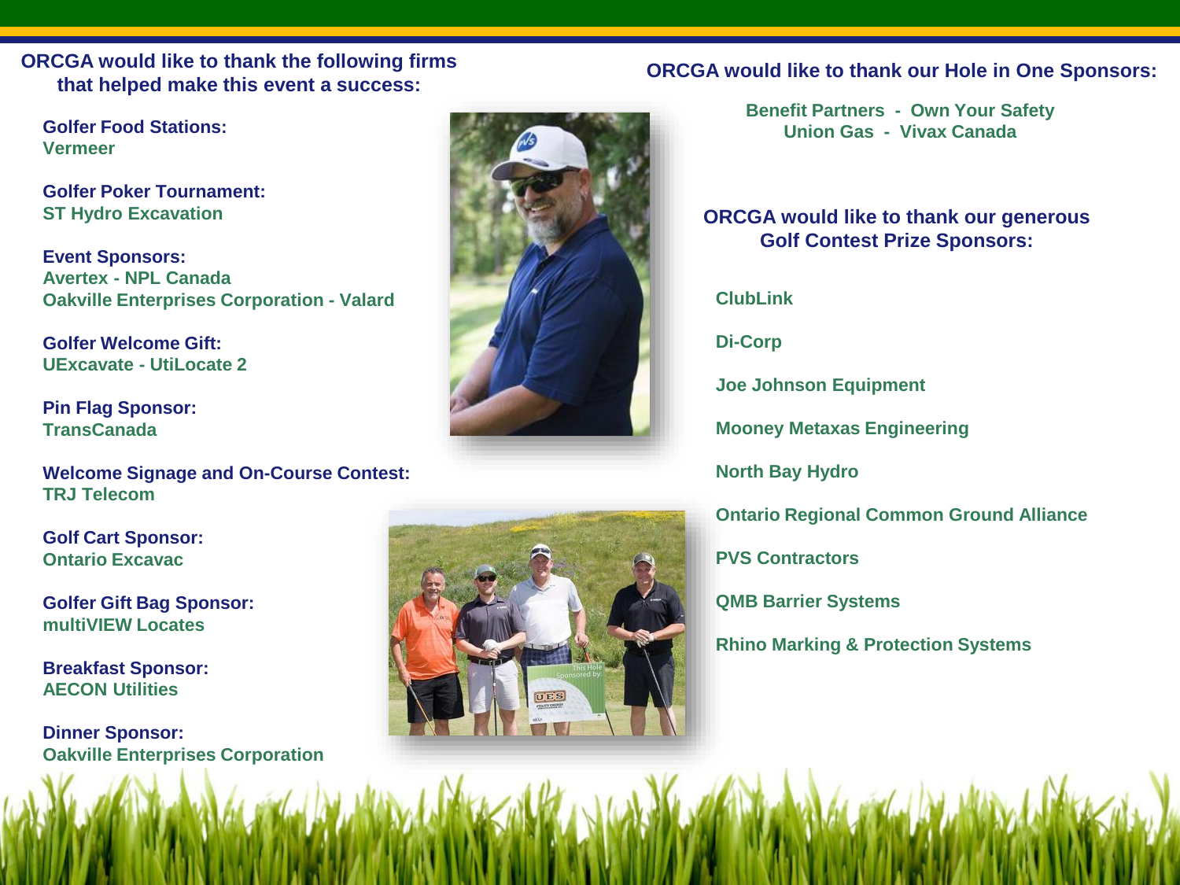## ORCGA would like to thank the following firms that helped make this event a success:

**Golfer Food Stations:**
Vermeer

**Golfer Poker Tournament:**
ST Hydro Excavation

**Event Sponsors:**
Avertex - NPL Canada
Oakville Enterprises Corporation - Valard

**Golfer Welcome Gift:**
UExcavate - UtiLocate 2

**Pin Flag Sponsor:**
TransCanada

**Welcome Signage and On-Course Contest:**
TRJ Telecom

**Golf Cart Sponsor:**
Ontario Excavac

**Golfer Gift Bag Sponsor:**
multiVIEW Locates

**Breakfast Sponsor:**
AECON Utilities

**Dinner Sponsor:**
Oakville Enterprises Corporation

## ORCGA would like to thank our Hole in One Sponsors:

Benefit Partners - Own Your Safety
Union Gas - Vivax Canada

## ORCGA would like to thank our generous Golf Contest Prize Sponsors:

ClubLink

Di-Corp

Joe Johnson Equipment

Mooney Metaxas Engineering

North Bay Hydro

Ontario Regional Common Ground Alliance

PVS Contractors

QMB Barrier Systems

Rhino Marking & Protection Systems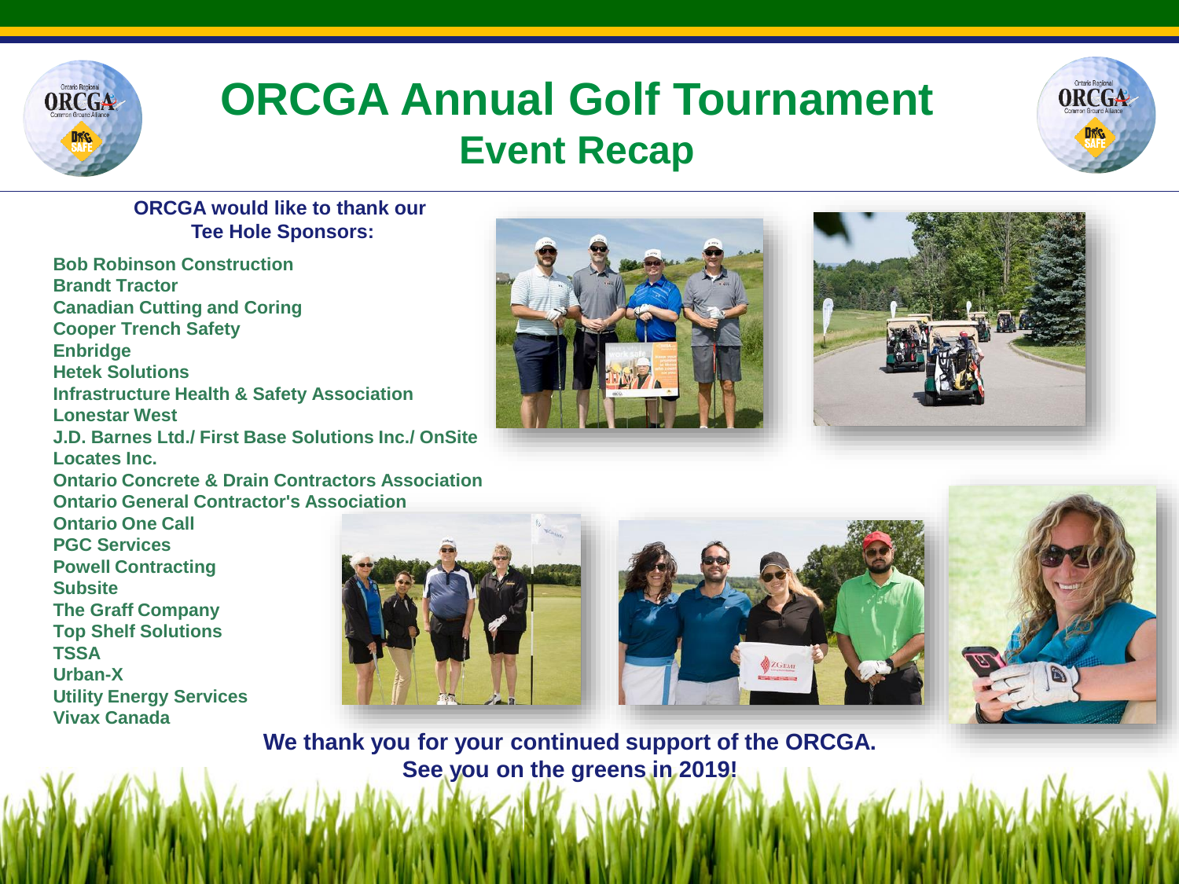# ORCGA Annual Golf Tournament

## Event Recap

**ORCGA would like to thank our Tee Hole Sponsors:**

**Bob Robinson Construction**
**Brandt Tractor**
**Canadian Cutting and Coring**
**Cooper Trench Safety**
**Enbridge**
**Hetek Solutions**
**Infrastructure Health & Safety Association**
**Lonestar West**
**J.D. Barnes Ltd./ First Base Solutions Inc./ OnSite Locates Inc.**
**Ontario Concrete & Drain Contractors Association**
**Ontario General Contractor's Association**
**Ontario One Call**
**PGC Services**
**Powell Contracting**
**Subsite**
**The Graff Company**
**Top Shelf Solutions**
**TSSA**
**Urban-X**
**Utility Energy Services**
**Vivax Canada**

**We thank you for your continued support of the ORCGA.**
**See you on the greens in 2019!**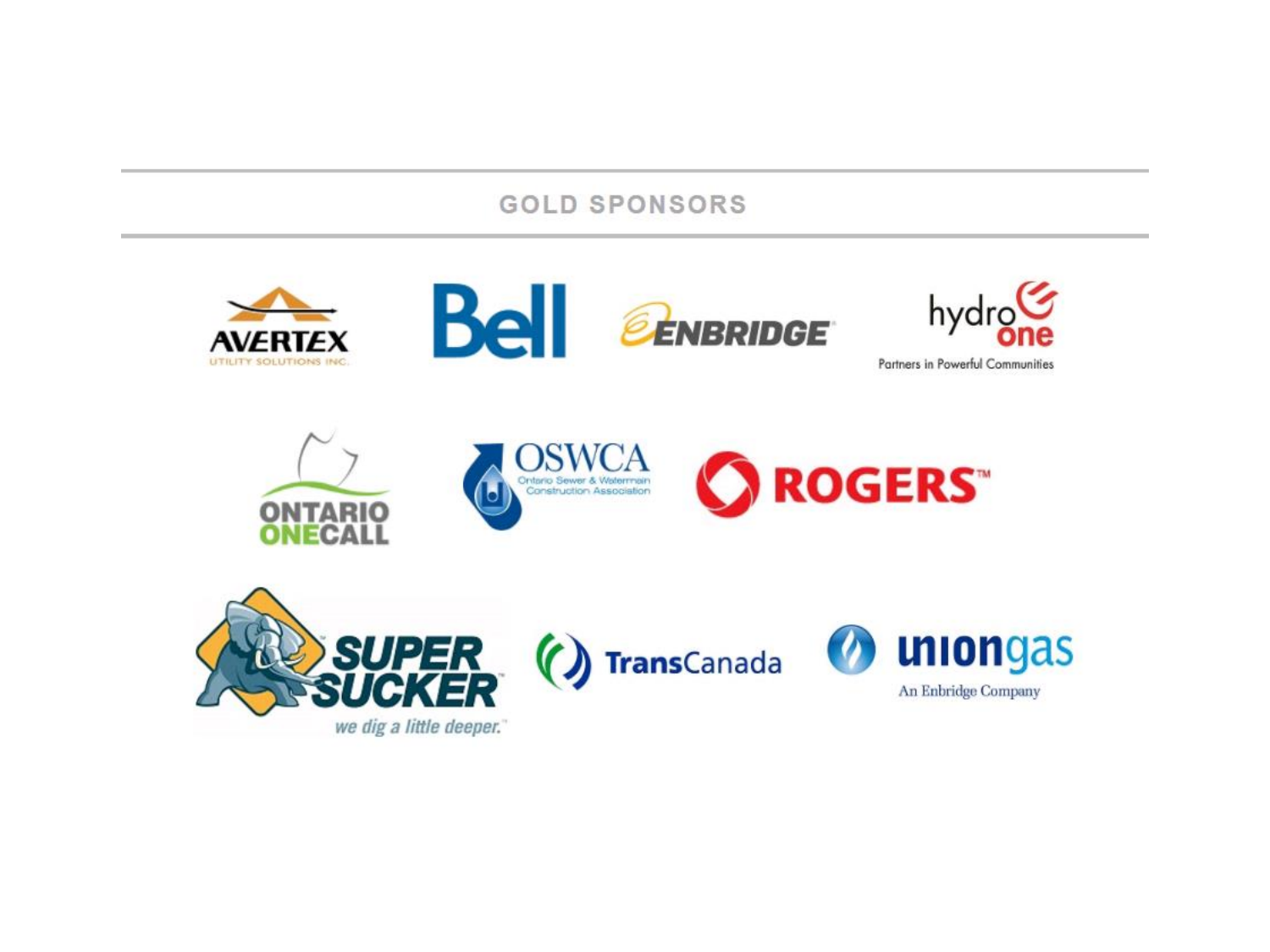## GOLD SPONSORS

AVERTEX
UTILITY SOLUTIONS INC.

Bell

ENBRIDGE

hydro one
Partners in Powerful Communities

ONTARIO ONECALL

OSWCA
Ontario Sewer & Watermain Construction Association

ROGERS™

SUPER SUCKER
we dig a little deeper.

TransCanada

uniongas
An Enbridge Company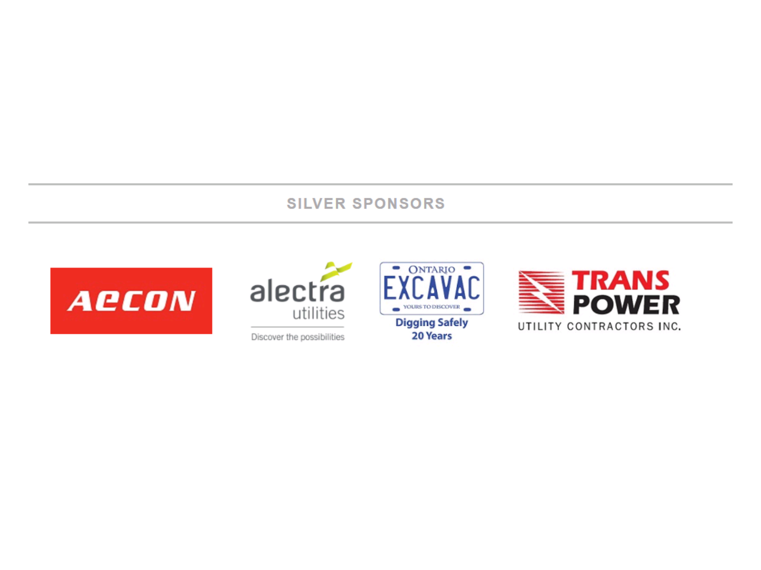## SILVER SPONSORS

AECON

alectra utilities

Discover the possibilities

ONTARIO EXCAVAC

YOURS TO DISCOVER

Digging Safely 20 Years

TRANS POWER

UTILITY CONTRACTORS INC.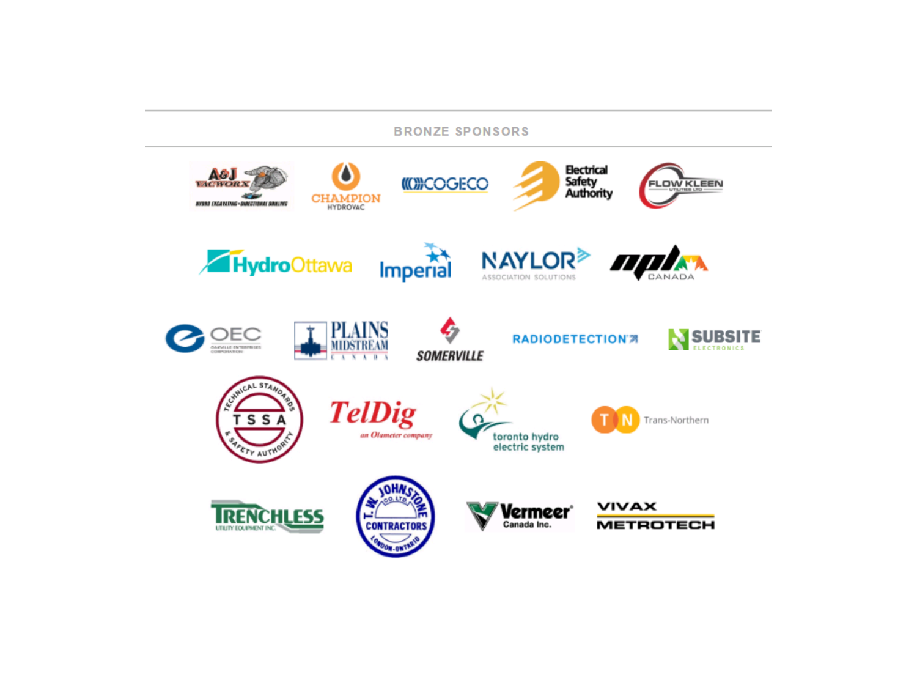## BRONZE SPONSORS

A&J VACWORX — Hydro Excavating • Directional Drilling

CHAMPION HYDROVAC

COGECO

Electrical Safety Authority

FLOW KLEEN UTILITIES LTD

HydroOttawa

Imperial

NAYLOR ASSOCIATION SOLUTIONS

NPL CANADA

OEC OAKVILLE ENTERPRISES CORPORATION

PLAINS MIDSTREAM CANADA

SOMERVILLE

RADIODETECTION

SUBSITE ELECTRONICS

TSSA — TECHNICAL STANDARDS & SAFETY AUTHORITY

TelDig an Olameter company

toronto hydro electric system

TN Trans-Northern

TRENCHLESS UTILITY EQUIPMENT INC.

T.W. JOHNSTONE CO. LTD. CONTRACTORS LONDON-ONTARIO

Vermeer Canada Inc.

VIVAX METROTECH